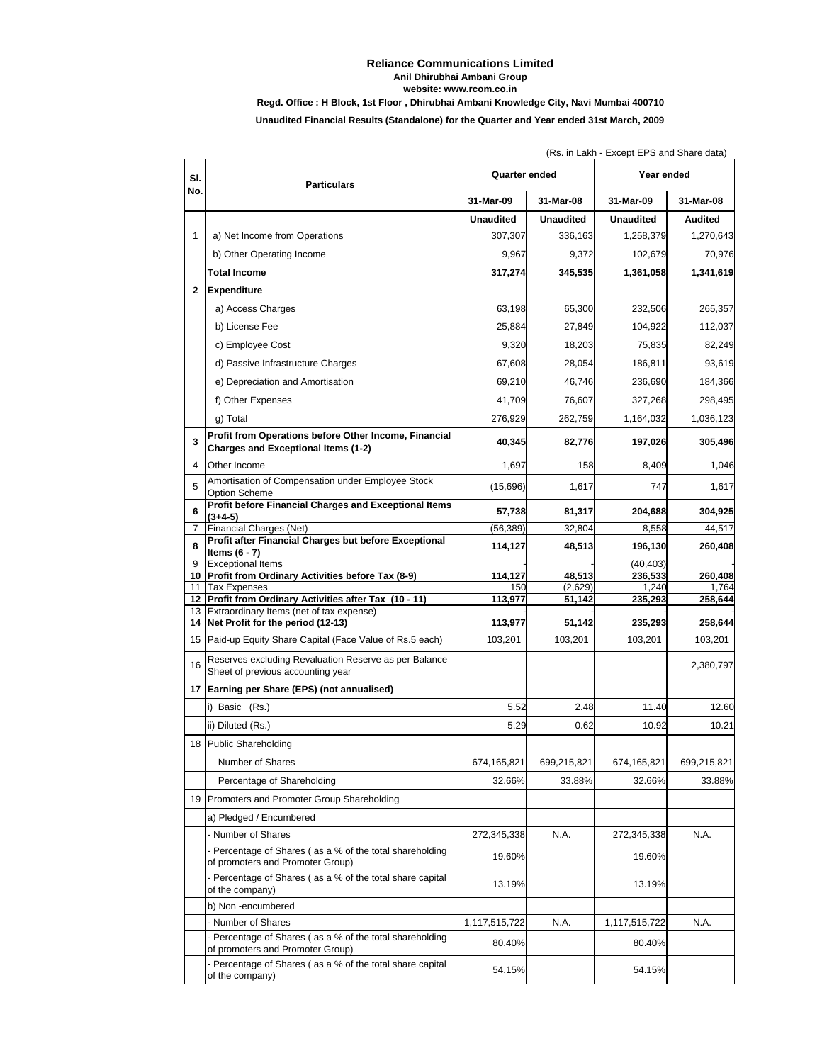# Reliance Communications Limited

**Anil Dhirubhai Ambani Group**

**website: www.rcom.co.in**

**Regd. Office : H Block, 1st Floor , Dhirubhai Ambani Knowledge City, Navi Mumbai 400710**

**Unaudited Financial Results (Standalone) for the Quarter and Year ended 31st March, 2009**

(Rs. in Lakh - Except EPS and Share data)

| Sl. No. | Particulars | Quarter ended | | Year ended | |
|---|---|---|---|---|---|
| | | 31-Mar-09 | 31-Mar-08 | 31-Mar-09 | 31-Mar-08 |
| | | **Unaudited** | **Unaudited** | **Unaudited** | **Audited** |
| 1 | a) Net Income from Operations | 307,307 | 336,163 | 1,258,379 | 1,270,643 |
| | b) Other Operating Income | 9,967 | 9,372 | 102,679 | 70,976 |
| | **Total Income** | **317,274** | **345,535** | **1,361,058** | **1,341,619** |
| **2** | **Expenditure** | | | | |
| | a) Access Charges | 63,198 | 65,300 | 232,506 | 265,357 |
| | b) License Fee | 25,884 | 27,849 | 104,922 | 112,037 |
| | c) Employee Cost | 9,320 | 18,203 | 75,835 | 82,249 |
| | d) Passive Infrastructure Charges | 67,608 | 28,054 | 186,811 | 93,619 |
| | e) Depreciation and Amortisation | 69,210 | 46,746 | 236,690 | 184,366 |
| | f) Other Expenses | 41,709 | 76,607 | 327,268 | 298,495 |
| | g) Total | 276,929 | 262,759 | 1,164,032 | 1,036,123 |
| **3** | **Profit from Operations before Other Income, Financial Charges and Exceptional Items (1-2)** | **40,345** | **82,776** | **197,026** | **305,496** |
| 4 | Other Income | 1,697 | 158 | 8,409 | 1,046 |
| 5 | Amortisation of Compensation under Employee Stock Option Scheme | (15,696) | 1,617 | 747 | 1,617 |
| **6** | **Profit before Financial Charges and Exceptional Items (3+4-5)** | **57,738** | **81,317** | **204,688** | **304,925** |
| 7 | Financial Charges (Net) | (56,389) | 32,804 | 8,558 | 44,517 |
| **8** | **Profit after Financial Charges but before Exceptional Items (6 - 7)** | **114,127** | **48,513** | **196,130** | **260,408** |
| 9 | Exceptional Items | - | - | (40,403) | - |
| **10** | **Profit from Ordinary Activities before Tax (8-9)** | **114,127** | **48,513** | **236,533** | **260,408** |
| 11 | Tax Expenses | 150 | (2,629) | 1,240 | 1,764 |
| **12** | **Profit from Ordinary Activities after Tax (10 - 11)** | **113,977** | **51,142** | **235,293** | **258,644** |
| 13 | Extraordinary Items (net of tax expense) | - | - | - | - |
| **14** | **Net Profit for the period (12-13)** | **113,977** | **51,142** | **235,293** | **258,644** |
| 15 | Paid-up Equity Share Capital (Face Value of Rs.5 each) | 103,201 | 103,201 | 103,201 | 103,201 |
| 16 | Reserves excluding Revaluation Reserve as per Balance Sheet of previous accounting year | | | | 2,380,797 |
| **17** | **Earning per Share (EPS) (not annualised)** | | | | |
| | i) Basic (Rs.) | 5.52 | 2.48 | 11.40 | 12.60 |
| | ii) Diluted (Rs.) | 5.29 | 0.62 | 10.92 | 10.21 |
| 18 | Public Shareholding | | | | |
| | Number of Shares | 674,165,821 | 699,215,821 | 674,165,821 | 699,215,821 |
| | Percentage of Shareholding | 32.66% | 33.88% | 32.66% | 33.88% |
| 19 | Promoters and Promoter Group Shareholding | | | | |
| | a) Pledged / Encumbered | | | | |
| | - Number of Shares | 272,345,338 | N.A. | 272,345,338 | N.A. |
| | - Percentage of Shares ( as a % of the total shareholding of promoters and Promoter Group) | 19.60% | | 19.60% | |
| | - Percentage of Shares ( as a % of the total share capital of the company) | 13.19% | | 13.19% | |
| | b) Non -encumbered | | | | |
| | - Number of Shares | 1,117,515,722 | N.A. | 1,117,515,722 | N.A. |
| | - Percentage of Shares ( as a % of the total shareholding of promoters and Promoter Group) | 80.40% | | 80.40% | |
| | - Percentage of Shares ( as a % of the total share capital of the company) | 54.15% | | 54.15% | |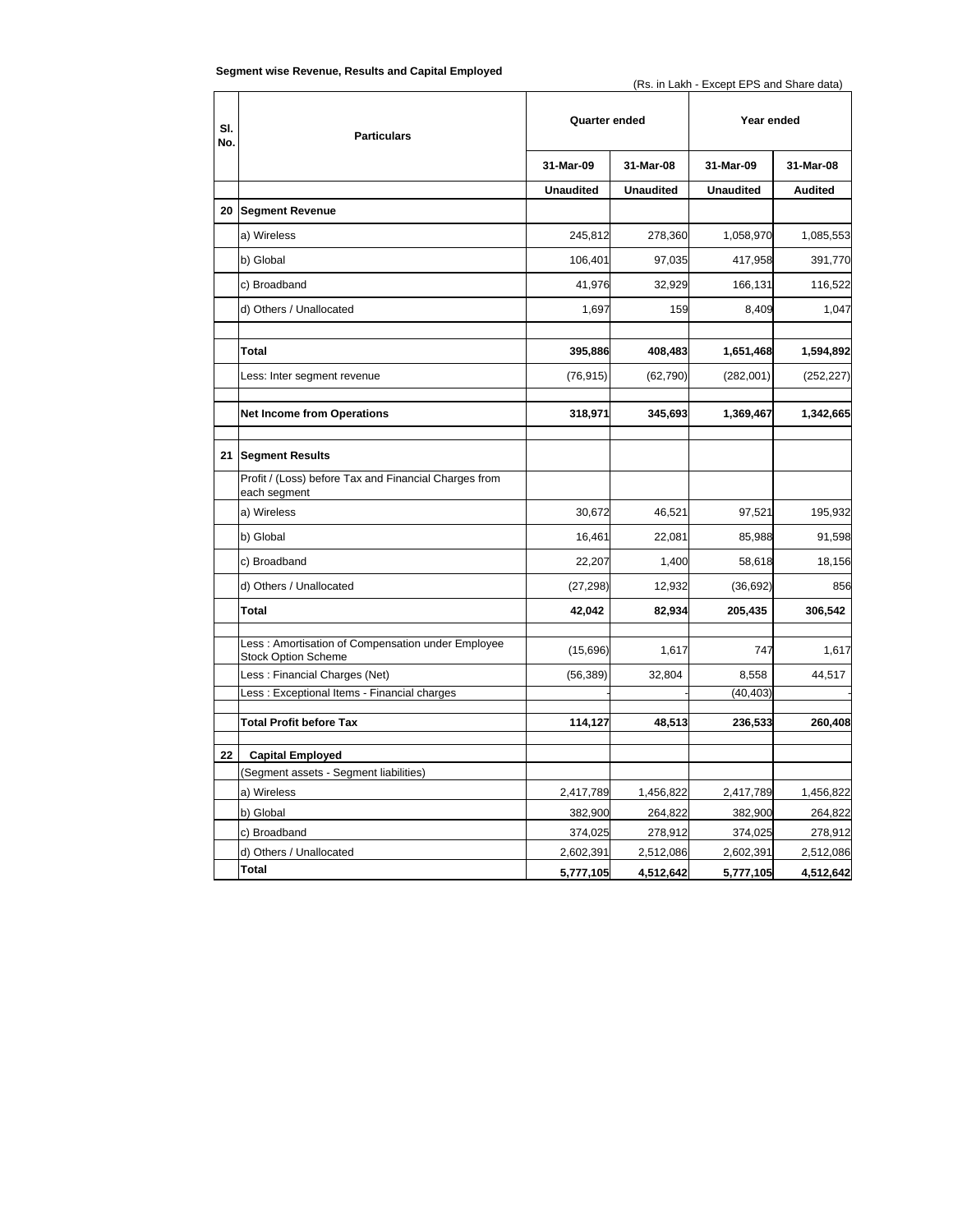**Segment wise Revenue, Results and Capital Employed**

(Rs. in Lakh - Except EPS and Share data)

| Sl. No. | Particulars | Quarter ended | | Year ended | |
|---|---|---|---|---|---|
| | | 31-Mar-09 | 31-Mar-08 | 31-Mar-09 | 31-Mar-08 |
| | | **Unaudited** | **Unaudited** | **Unaudited** | **Audited** |
| **20** | **Segment Revenue** | | | | |
| | a) Wireless | 245,812 | 278,360 | 1,058,970 | 1,085,553 |
| | b) Global | 106,401 | 97,035 | 417,958 | 391,770 |
| | c) Broadband | 41,976 | 32,929 | 166,131 | 116,522 |
| | d) Others / Unallocated | 1,697 | 159 | 8,409 | 1,047 |
| | **Total** | **395,886** | **408,483** | **1,651,468** | **1,594,892** |
| | Less: Inter segment revenue | (76,915) | (62,790) | (282,001) | (252,227) |
| | **Net Income from Operations** | **318,971** | **345,693** | **1,369,467** | **1,342,665** |
| **21** | **Segment Results** | | | | |
| | Profit / (Loss) before Tax and Financial Charges from each segment | | | | |
| | a) Wireless | 30,672 | 46,521 | 97,521 | 195,932 |
| | b) Global | 16,461 | 22,081 | 85,988 | 91,598 |
| | c) Broadband | 22,207 | 1,400 | 58,618 | 18,156 |
| | d) Others / Unallocated | (27,298) | 12,932 | (36,692) | 856 |
| | **Total** | **42,042** | **82,934** | **205,435** | **306,542** |
| | Less : Amortisation of Compensation under Employee Stock Option Scheme | (15,696) | 1,617 | 747 | 1,617 |
| | Less : Financial Charges (Net) | (56,389) | 32,804 | 8,558 | 44,517 |
| | Less : Exceptional Items - Financial charges | - | - | (40,403) | - |
| | **Total Profit before Tax** | **114,127** | **48,513** | **236,533** | **260,408** |
| **22** | **Capital Employed** | | | | |
| | (Segment assets - Segment liabilities) | | | | |
| | a) Wireless | 2,417,789 | 1,456,822 | 2,417,789 | 1,456,822 |
| | b) Global | 382,900 | 264,822 | 382,900 | 264,822 |
| | c) Broadband | 374,025 | 278,912 | 374,025 | 278,912 |
| | d) Others / Unallocated | 2,602,391 | 2,512,086 | 2,602,391 | 2,512,086 |
| | **Total** | **5,777,105** | **4,512,642** | **5,777,105** | **4,512,642** |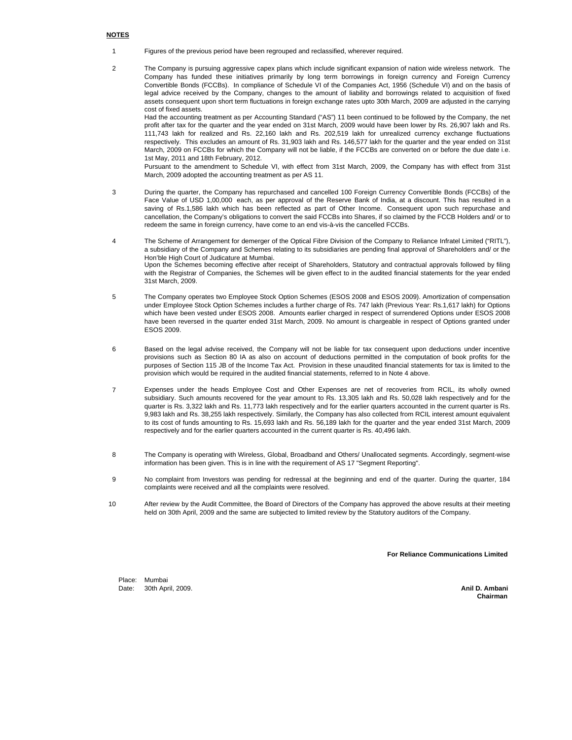**NOTES**

1. Figures of the previous period have been regrouped and reclassified, wherever required.

2. The Company is pursuing aggressive capex plans which include significant expansion of nation wide wireless network. The Company has funded these initiatives primarily by long term borrowings in foreign currency and Foreign Currency Convertible Bonds (FCCBs). In compliance of Schedule VI of the Companies Act, 1956 (Schedule VI) and on the basis of legal advice received by the Company, changes to the amount of liability and borrowings related to acquisition of fixed assets consequent upon short term fluctuations in foreign exchange rates upto 30th March, 2009 are adjusted in the carrying cost of fixed assets.
   Had the accounting treatment as per Accounting Standard ("AS") 11 been continued to be followed by the Company, the net profit after tax for the quarter and the year ended on 31st March, 2009 would have been lower by Rs. 26,907 lakh and Rs. 111,743 lakh for realized and Rs. 22,160 lakh and Rs. 202,519 lakh for unrealized currency exchange fluctuations respectively. This excludes an amount of Rs. 31,903 lakh and Rs. 146,577 lakh for the quarter and the year ended on 31st March, 2009 on FCCBs for which the Company will not be liable, if the FCCBs are converted on or before the due date i.e. 1st May, 2011 and 18th February, 2012.
   Pursuant to the amendment to Schedule VI, with effect from 31st March, 2009, the Company has with effect from 31st March, 2009 adopted the accounting treatment as per AS 11.

3. During the quarter, the Company has repurchased and cancelled 100 Foreign Currency Convertible Bonds (FCCBs) of the Face Value of USD 1,00,000 each, as per approval of the Reserve Bank of India, at a discount. This has resulted in a saving of Rs.1,586 lakh which has been reflected as part of Other Income. Consequent upon such repurchase and cancellation, the Company's obligations to convert the said FCCBs into Shares, if so claimed by the FCCB Holders and/ or to redeem the same in foreign currency, have come to an end vis-à-vis the cancelled FCCBs.

4. The Scheme of Arrangement for demerger of the Optical Fibre Division of the Company to Reliance Infratel Limited ("RITL"), a subsidiary of the Company and Schemes relating to its subsidiaries are pending final approval of Shareholders and/ or the Hon'ble High Court of Judicature at Mumbai.
   Upon the Schemes becoming effective after receipt of Shareholders, Statutory and contractual approvals followed by filing with the Registrar of Companies, the Schemes will be given effect to in the audited financial statements for the year ended 31st March, 2009.

5. The Company operates two Employee Stock Option Schemes (ESOS 2008 and ESOS 2009). Amortization of compensation under Employee Stock Option Schemes includes a further charge of Rs. 747 lakh (Previous Year: Rs.1,617 lakh) for Options which have been vested under ESOS 2008. Amounts earlier charged in respect of surrendered Options under ESOS 2008 have been reversed in the quarter ended 31st March, 2009. No amount is chargeable in respect of Options granted under ESOS 2009.

6. Based on the legal advise received, the Company will not be liable for tax consequent upon deductions under incentive provisions such as Section 80 IA as also on account of deductions permitted in the computation of book profits for the purposes of Section 115 JB of the Income Tax Act. Provision in these unaudited financial statements for tax is limited to the provision which would be required in the audited financial statements, referred to in Note 4 above.

7. Expenses under the heads Employee Cost and Other Expenses are net of recoveries from RCIL, its wholly owned subsidiary. Such amounts recovered for the year amount to Rs. 13,305 lakh and Rs. 50,028 lakh respectively and for the quarter is Rs. 3,322 lakh and Rs. 11,773 lakh respectively and for the earlier quarters accounted in the current quarter is Rs. 9,983 lakh and Rs. 38,255 lakh respectively. Similarly, the Company has also collected from RCIL interest amount equivalent to its cost of funds amounting to Rs. 15,693 lakh and Rs. 56,189 lakh for the quarter and the year ended 31st March, 2009 respectively and for the earlier quarters accounted in the current quarter is Rs. 40,496 lakh.

8. The Company is operating with Wireless, Global, Broadband and Others/ Unallocated segments. Accordingly, segment-wise information has been given. This is in line with the requirement of AS 17 "Segment Reporting".

9. No complaint from Investors was pending for redressal at the beginning and end of the quarter. During the quarter, 184 complaints were received and all the complaints were resolved.

10. After review by the Audit Committee, the Board of Directors of the Company has approved the above results at their meeting held on 30th April, 2009 and the same are subjected to limited review by the Statutory auditors of the Company.

**For Reliance Communications Limited**

Place: Mumbai
Date: 30th April, 2009.

**Anil D. Ambani**
**Chairman**